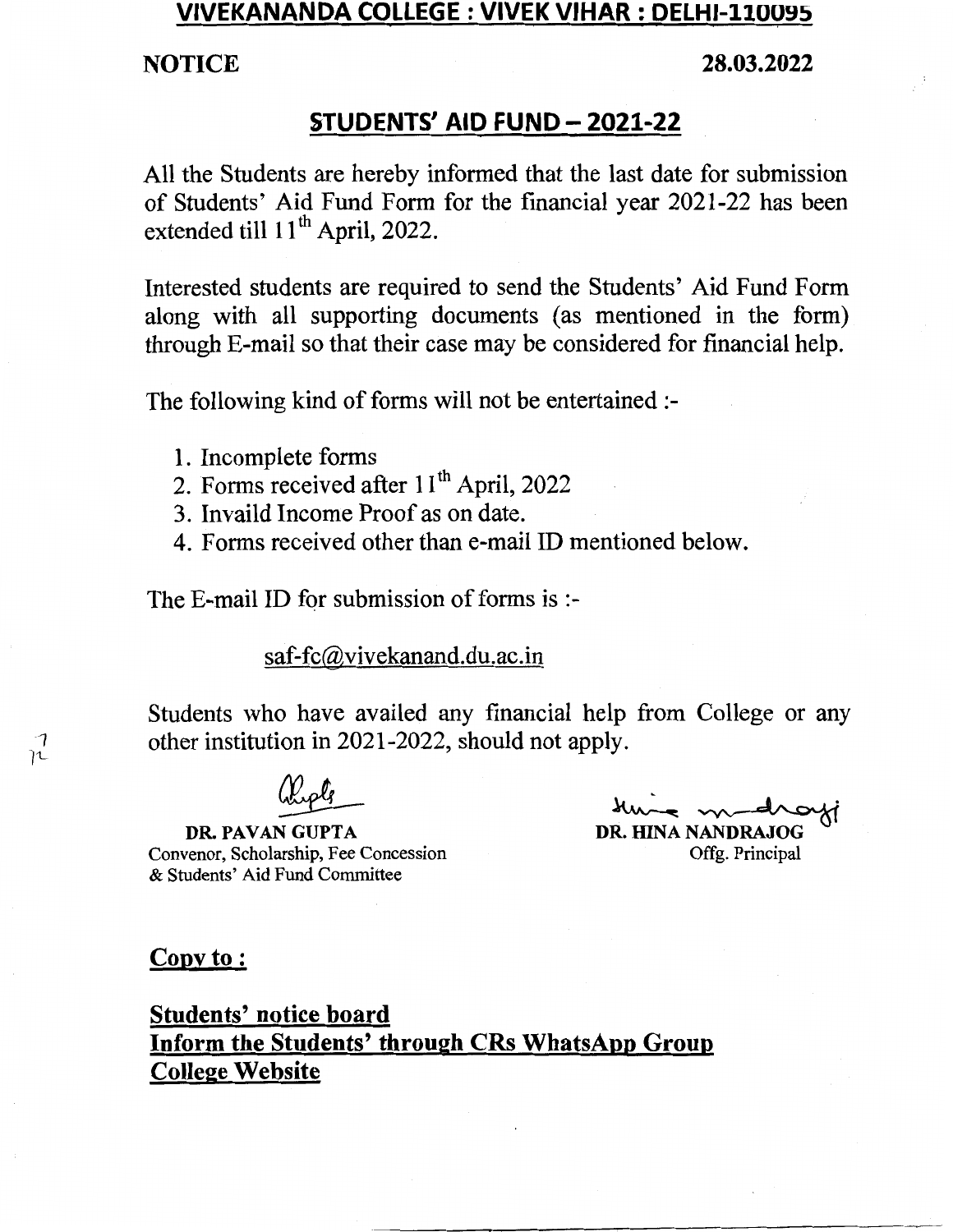# VIVEKANANDA COLLEGE : VIVEK VIHAR : DELHI-110095

**NOTICE** **28.03.2022**

## STUDENTS' AID FUND – 2021-22

All the Students are hereby informed that the last date for submission of Students' Aid Fund Form for the financial year 2021-22 has been extended till 11th April, 2022.

Interested students are required to send the Students' Aid Fund Form along with all supporting documents (as mentioned in the form) through E-mail so that their case may be considered for financial help.

The following kind of forms will not be entertained :-

1. Incomplete forms
2. Forms received after 11th April, 2022
3. Invaild Income Proof as on date.
4. Forms received other than e-mail ID mentioned below.

The E-mail ID for submission of forms is :-

saf-fc@vivekanand.du.ac.in

Students who have availed any financial help from College or any other institution in 2021-2022, should not apply.

**DR. PAVAN GUPTA**
Convenor, Scholarship, Fee Concession & Students' Aid Fund Committee

**DR. HINA NANDRAJOG**
Offg. Principal

**Copy to :**

**Students' notice board**
**Inform the Students' through CRs WhatsApp Group**
**College Website**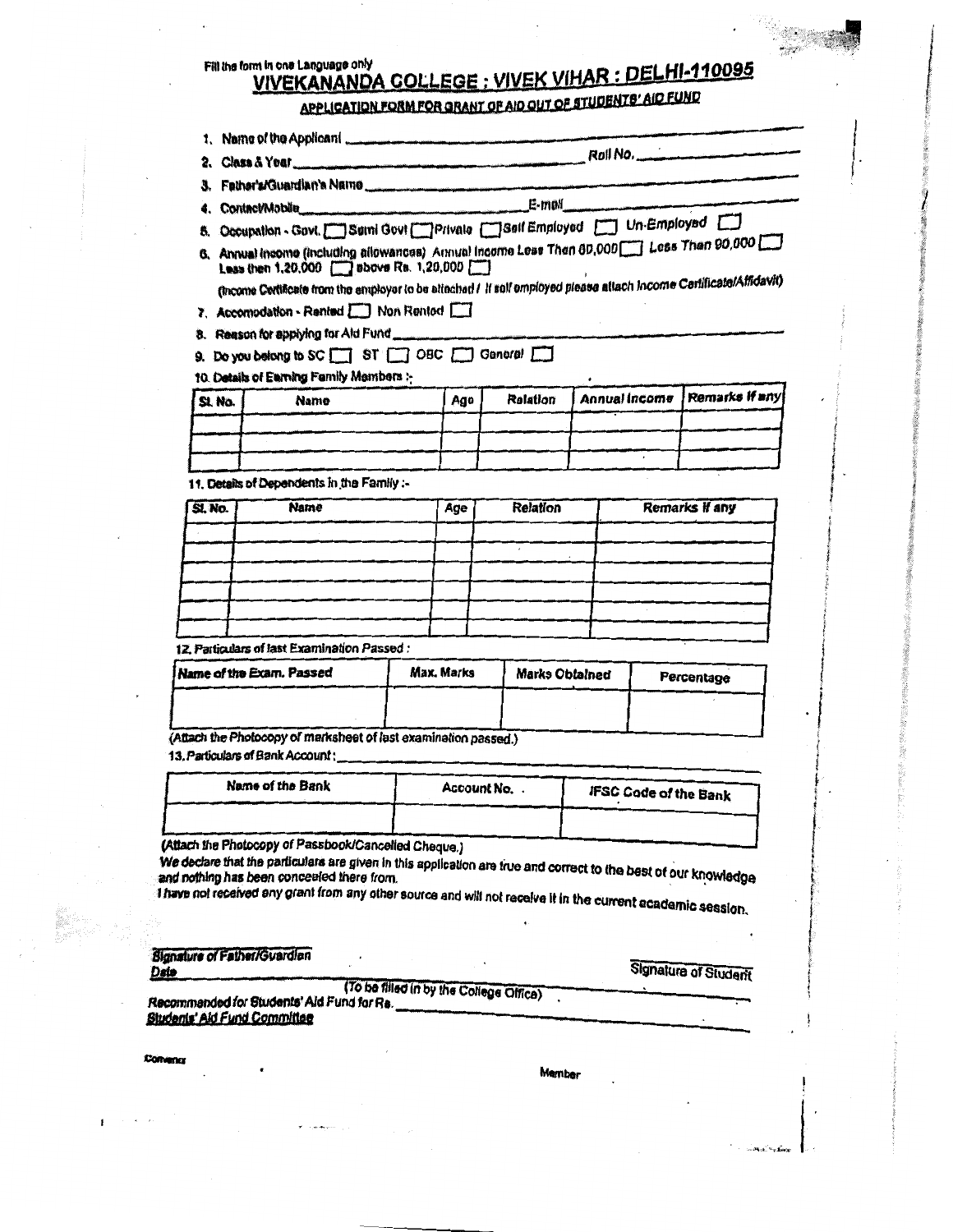Fill the form in one Language only

# VIVEKANANDA COLLEGE : VIVEK VIHAR : DELHI-110095

## APPLICATION FORM FOR GRANT OF AID OUT OF STUDENTS' AID FUND

1. Name of the Applicant ______________________
2. Class & Year ______________________ Roll No. ______________
3. Father's/Guardian's Name ______________________
4. Contact/Mobile ______________________ E-mail ______________
5. Occupation - Govt. [ ] Semi Govt [ ] Private [ ] Self Employed [ ] Un-Employed [ ]
6. Annual Income (including allowances) Annual Income Less Than 60,000 [ ] Less Than 90,000 [ ] Less then 1,20,000 [ ] above Rs. 1,20,000 [ ]

   (Income Certificate from the employer to be attached / If self employed please attach Income Certificate/Affidavit)
7. Accomodation - Rented [ ] Non Rented [ ]
8. Reason for applying for Aid Fund ______________________
9. Do you belong to SC [ ] ST [ ] OBC [ ] General [ ]
10. Details of Earning Family Members :-

| Sl. No. | Name | Age | Relation | Annual Income | Remarks if any |
|---|---|---|---|---|---|
| | | | | | |
| | | | | | |
| | | | | | |

11. Details of Dependents in the Family :-

| Sl. No. | Name | Age | Relation | Remarks if any |
|---|---|---|---|---|
| | | | | |
| | | | | |
| | | | | |
| | | | | |
| | | | | |
| | | | | |

12. Particulars of last Examination Passed :

| Name of the Exam. Passed | Max. Marks | Marks Obtained | Percentage |
|---|---|---|---|
| | | | |

(Attach the Photocopy of marksheet of last examination passed.)

13. Particulars of Bank Account : ______________________

| Name of the Bank | Account No. | IFSC Code of the Bank |
|---|---|---|
| | | |

(Attach the Photocopy of Passbook/Cancelled Cheque.)

*We declare that the particulars are given in this application are true and correct to the best of our knowledge and nothing has been concealed there from.*

*I have not received any grant from any other source and will not receive it in the current academic session.*

Signature of Father/Guardian

Date

Signature of Student

(To be filled in by the College Office)

Recommended for Students' Aid Fund for Rs. ______________________

Students' Aid Fund Committee

Convenor

Member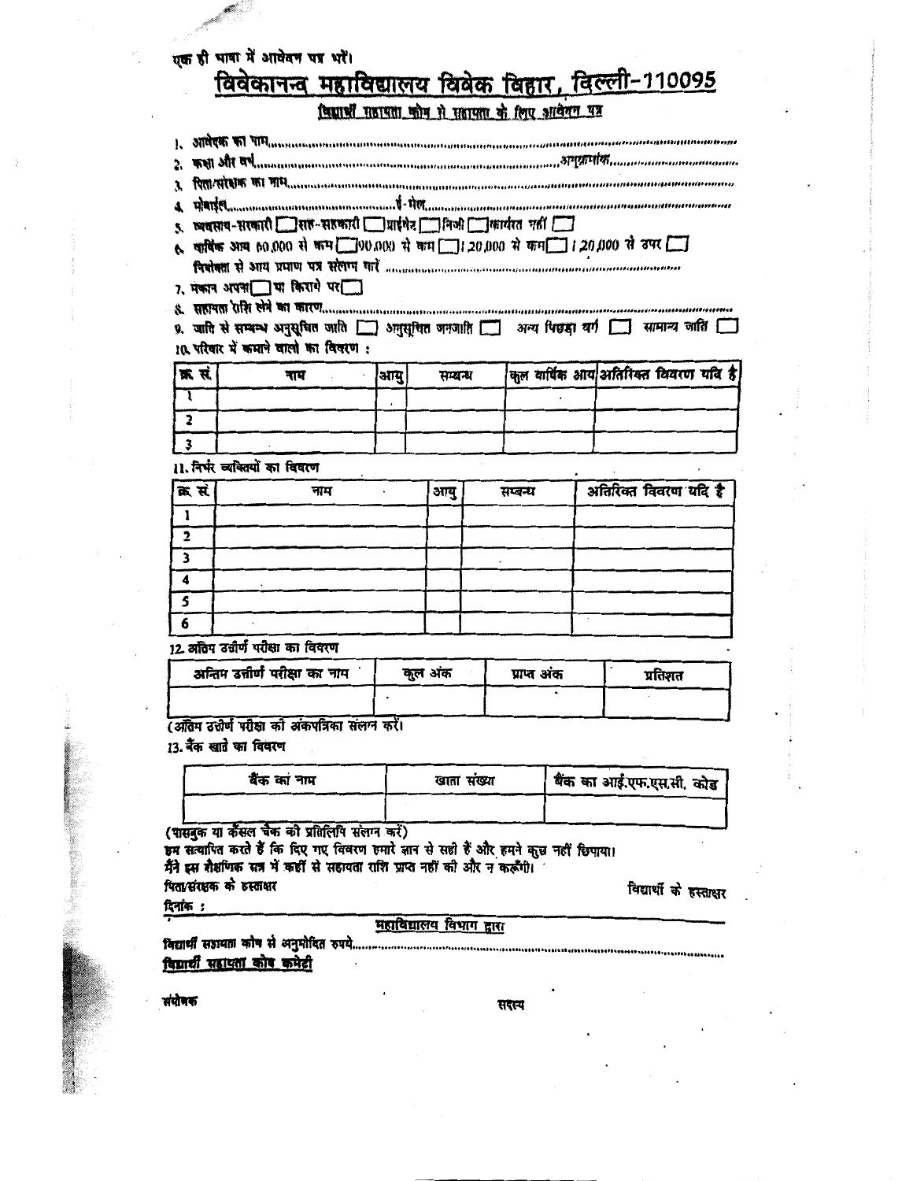एक ही भाषा में आवेदन पत्र भरें।

# विवेकानन्द महाविद्यालय विवेक विहार, दिल्ली-110095

## विद्यार्थी सहायता कोष से सहायता के लिए आवेदन पत्र

1. आवेदक का नाम.......................................................................................................
2. कक्षा और वर्ष.......................................................................................अनुक्रमांक..........................
3. पिता/संरक्षक का नाम..............................................................................................
4. मोबाईल..................................................ई-मेल...................................................
5. व्यवसाय-सरकारी ☐ अर्ध-सरकारी ☐ प्राईवेट ☐ निजी ☐ कार्यरत नहीं ☐
6. वार्षिक आय 60,000 से कम ☐ 90,000 से कम ☐ 1,20,000 से कम ☐ 1,20,000 से ऊपर ☐
   नियोक्ता से आय प्रमाण पत्र संलग्न करें ..............................................................
7. मकान अपना ☐ या किराये पर ☐
8. सहायता राशि लेने का कारण.......................................................................................
9. जाति से सम्बन्ध अनुसूचित जाति ☐ अनुसूचित जनजाति ☐ अन्य पिछड़ा वर्ग ☐ सामान्य जाति ☐
10. परिवार में कमाने वालो का विवरण :

| क्र. सं. | नाम | आयु | सम्बन्ध | कुल वार्षिक आय | अतिरिक्त विवरण यदि है |
|---|---|---|---|---|---|
| 1 | | | | | |
| 2 | | | | | |
| 3 | | | | | |

11. निर्भर व्यक्तियों का विवरण

| क्र. सं. | नाम | आयु | सम्बन्ध | अतिरिक्त विवरण यदि है |
|---|---|---|---|---|
| 1 | | | | |
| 2 | | | | |
| 3 | | | | |
| 4 | | | | |
| 5 | | | | |
| 6 | | | | |

12. अंतिम उत्तीर्ण परीक्षा का विवरण

| अन्तिम उत्तीर्ण परीक्षा का नाम | कुल अंक | प्राप्त अंक | प्रतिशत |
|---|---|---|---|
| | | | |

(अंतिम उत्तीर्ण परीक्षा की अंकपत्रिका संलग्न करें।

13. बैंक खाते का विवरण

| बैंक का नाम | खाता संख्या | बैंक का आई.एफ.एस.सी. कोड |
|---|---|---|
| | | |

(पासबुक या कैंसल चैक की प्रतिलिपि संलग्न करें)

हम सत्यापित करते हैं कि दिए गए विवरण हमारे ज्ञान से सही हैं और हमने कुछ नहीं छिपाया।

मैंने इस शैक्षणिक सत्र में कहीं से सहायता राशि प्राप्त नहीं की और न करूँगी।

पिता/संरक्षक के हस्ताक्षर

विद्यार्थी के हस्ताक्षर

दिनांक :

---

महाविद्यालय विभाग द्वारा

विद्यार्थी सहायता कोष से अनुमोदित रुपये.......................................................................................

विद्यार्थी सहायता कोष कमेटी

संयोजक

सदस्य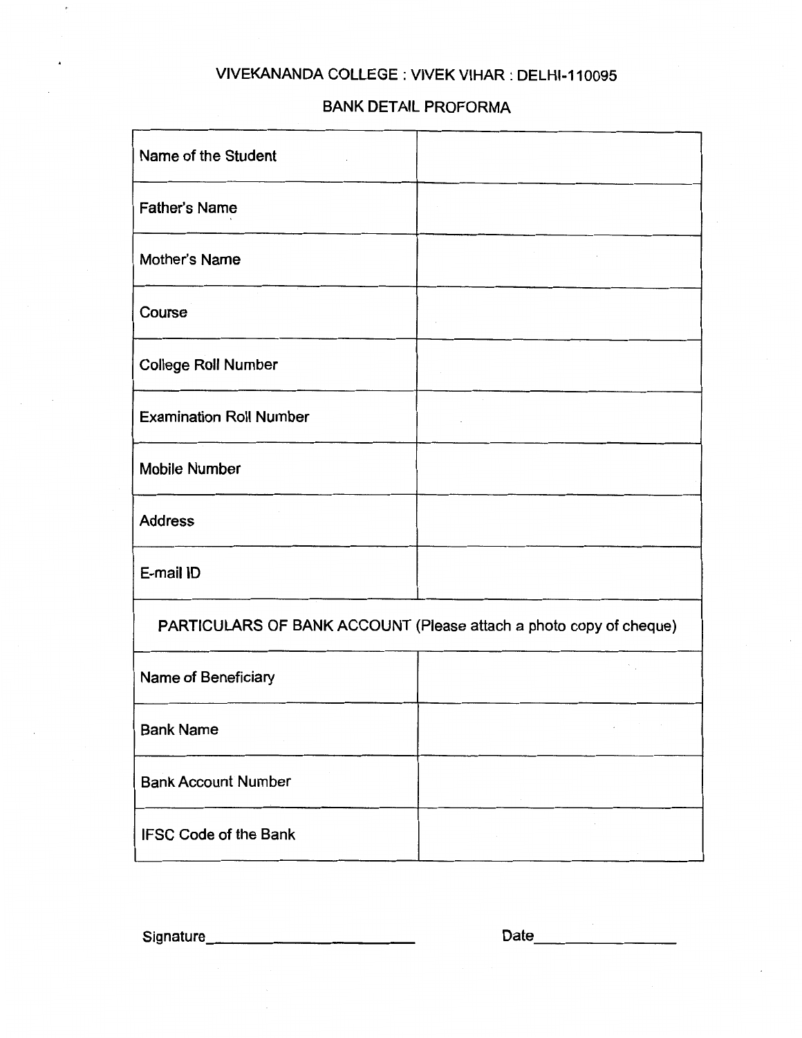# VIVEKANANDA COLLEGE : VIVEK VIHAR : DELHI-110095

## BANK DETAIL PROFORMA

| | |
|---|---|
| Name of the Student | |
| Father's Name | |
| Mother's Name | |
| Course | |
| College Roll Number | |
| Examination Roll Number | |
| Mobile Number | |
| Address | |
| E-mail ID | |
| PARTICULARS OF BANK ACCOUNT (Please attach a photo copy of cheque) | |
| Name of Beneficiary | |
| Bank Name | |
| Bank Account Number | |
| IFSC Code of the Bank | |

Signature_______________________ Date_______________